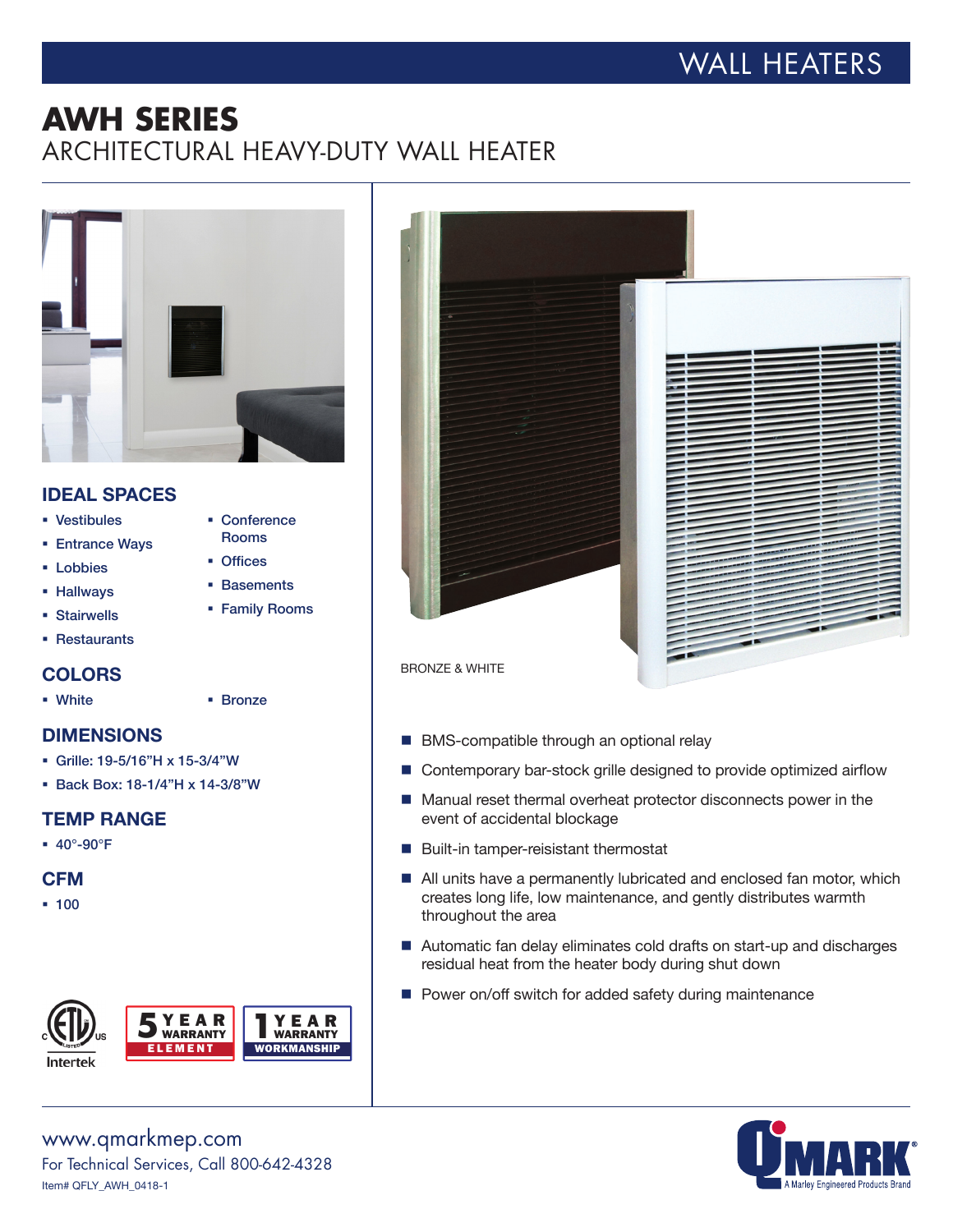WALL HEATERS

# AWH SERIES

## ARCHITECTURAL HEAVY-DUTY WALL HEATER

### IDEAL SPACES

- Vestibules
- Entrance Ways
- Lobbies
- Hallways
- Stairwells
- Restaurants
- Conference Rooms
- Offices
- Basements
- Family Rooms

### COLORS

- White
- Bronze

### DIMENSIONS

- Grille: 19-5/16"H x 15-3/4"W
- Back Box: 18-1/4"H x 14-3/8"W

### TEMP RANGE

- 40°-90°F

### CFM

- 100

c ETL us LISTED Intertek

5 YEAR WARRANTY ELEMENT

1 YEAR WARRANTY WORKMANSHIP

BRONZE & WHITE

- BMS-compatible through an optional relay
- Contemporary bar-stock grille designed to provide optimized airflow
- Manual reset thermal overheat protector disconnects power in the event of accidental blockage
- Built-in tamper-reisistant thermostat
- All units have a permanently lubricated and enclosed fan motor, which creates long life, low maintenance, and gently distributes warmth throughout the area
- Automatic fan delay eliminates cold drafts on start-up and discharges residual heat from the heater body during shut down
- Power on/off switch for added safety during maintenance

www.qmarkmep.com

For Technical Services, Call 800-642-4328

Item# QFLY_AWH_0418-1

QMARK® A Marley Engineered Products Brand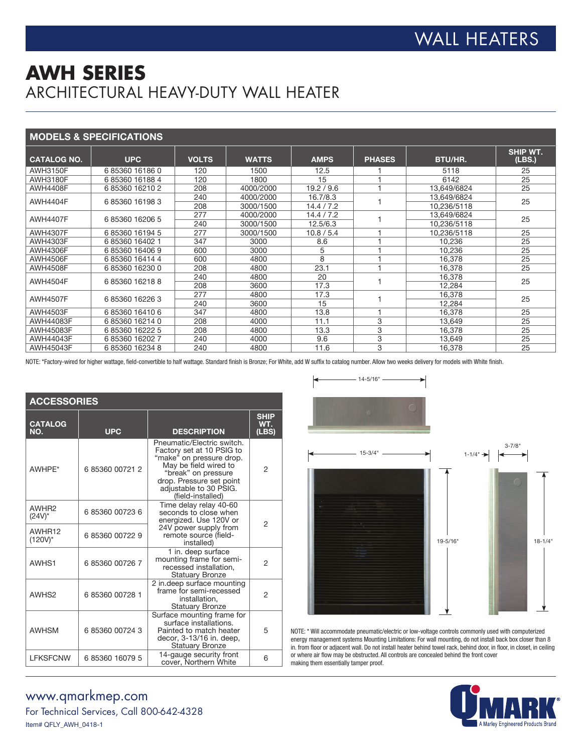# WALL HEATERS

# AWH SERIES

## ARCHITECTURAL HEAVY-DUTY WALL HEATER

### MODELS & SPECIFICATIONS

| CATALOG NO. | UPC | VOLTS | WATTS | AMPS | PHASES | BTU/HR. | SHIP WT. (LBS.) |
|---|---|---|---|---|---|---|---|
| AWH3150F | 6 85360 16186 0 | 120 | 1500 | 12.5 | 1 | 5118 | 25 |
| AWH3180F | 6 85360 16188 4 | 120 | 1800 | 15 | 1 | 6142 | 25 |
| AWH4408F | 6 85360 16210 2 | 208 | 4000/2000 | 19.2 / 9.6 | 1 | 13,649/6824 | 25 |
| AWH4404F | 6 85360 16198 3 | 240 | 4000/2000 | 16.7/8.3 | 1 | 13,649/6824 | 25 |
| | | 208 | 3000/1500 | 14.4 / 7.2 | | 10,236/5118 | |
| AWH4407F | 6 85360 16206 5 | 277 | 4000/2000 | 14.4 / 7.2 | 1 | 13,649/6824 | 25 |
| | | 240 | 3000/1500 | 12.5/6.3 | | 10,236/5118 | |
| AWH4307F | 6 85360 16194 5 | 277 | 3000/1500 | 10.8 / 5.4 | 1 | 10,236/5118 | 25 |
| AWH4303F | 6 85360 16402 1 | 347 | 3000 | 8.6 | 1 | 10,236 | 25 |
| AWH4306F | 6 85360 16406 9 | 600 | 3000 | 5 | 1 | 10,236 | 25 |
| AWH4506F | 6 85360 16414 4 | 600 | 4800 | 8 | 1 | 16,378 | 25 |
| AWH4508F | 6 85360 16230 0 | 208 | 4800 | 23.1 | 1 | 16,378 | 25 |
| AWH4504F | 6 85360 16218 8 | 240 | 4800 | 20 | 1 | 16,378 | 25 |
| | | 208 | 3600 | 17.3 | | 12,284 | |
| AWH4507F | 6 85360 16226 3 | 277 | 4800 | 17.3 | 1 | 16,378 | 25 |
| | | 240 | 3600 | 15 | | 12,284 | |
| AWH4503F | 6 85360 16410 6 | 347 | 4800 | 13.8 | 1 | 16,378 | 25 |
| AWH44083F | 6 85360 16214 0 | 208 | 4000 | 11.1 | 3 | 13,649 | 25 |
| AWH45083F | 6 85360 16222 5 | 208 | 4800 | 13.3 | 3 | 16,378 | 25 |
| AWH44043F | 6 85360 16202 7 | 240 | 4000 | 9.6 | 3 | 13,649 | 25 |
| AWH45043F | 6 85360 16234 8 | 240 | 4800 | 11.6 | 3 | 16,378 | 25 |

NOTE: *Factory-wired for higher wattage, field-convertible to half wattage. Standard finish is Bronze; For White, add W suffix to catalog number. Allow two weeks delivery for models with White finish.

### ACCESSORIES

| CATALOG NO. | UPC | DESCRIPTION | SHIP WT. (LBS) |
|---|---|---|---|
| AWHPE* | 6 85360 00721 2 | Pneumatic/Electric switch. Factory set at 10 PSIG to "make" on pressure drop. May be field wired to "break" on pressure drop. Pressure set point adjustable to 30 PSIG. (field-installed) | 2 |
| AWHR2 (24V)* | 6 85360 00723 6 | Time delay relay 40-60 seconds to close when energized. Use 120V or 24V power supply from remote source (field-installed) | 2 |
| AWHR12 (120V)* | 6 85360 00722 9 | | |
| AWHS1 | 6 85360 00726 7 | 1 in. deep surface mounting frame for semi-recessed installation, Statuary Bronze | 2 |
| AWHS2 | 6 85360 00728 1 | 2 in.deep surface mounting frame for semi-recessed installation, Statuary Bronze | 2 |
| AWHSM | 6 85360 00724 3 | Surface mounting frame for surface installations. Painted to match heater decor, 3-13/16 in. deep, Statuary Bronze | 5 |
| LFKSFCNW | 6 85360 16079 5 | 14-gauge security front cover, Northern White | 6 |

14-5/16"

15-3/4"

1-1/4"

3-7/8"

19-5/16"

18-1/4"

NOTE: * Will accommodate pneumatic/electric or low-voltage controls commonly used with computerized energy management systems Mounting Limitations: For wall mounting, do not install back box closer than 8 in. from floor or adjacent wall. Do not install heater behind towel rack, behind door, in floor, in closet, in ceiling or where air flow may be obstructed. All controls are concealed behind the front cover making them essentially tamper proof.

www.qmarkmep.com

For Technical Services, Call 800-642-4328

Item# QFLY_AWH_0418-1

QMARK® A Marley Engineered Products Brand